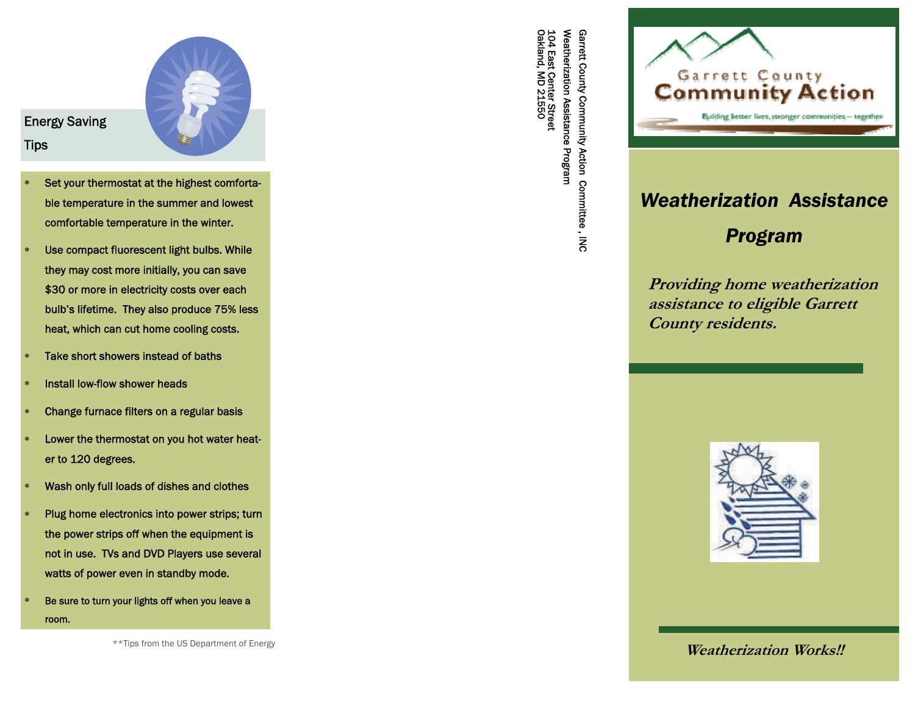## Energy Saving Tips

- Set your thermostat at the highest comfortable temperature in the summer and lowest comfortable temperature in the winter.
- Use compact fluorescent light bulbs. While they may cost more initially, you can save $30 or more in electricity costs over each bulb's lifetime. They also produce 75% less heat, which can cut home cooling costs.
- Take short showers instead of baths
- Install low-flow shower heads
- Change furnace filters on a regular basis
- Lower the thermostat on you hot water heater to 120 degrees.
- Wash only full loads of dishes and clothes
- Plug home electronics into power strips; turn the power strips off when the equipment is not in use. TVs and DVD Players use several watts of power even in standby mode.
- Be sure to turn your lights off when you leave a room.

**Tips from the US Department of Energy

Garrett County Community Action Committee , INC
Weatherization Assistance Program
104 East Center Street
Oakland, MD 21550

Garrett County Community Action

Building better lives, stronger communities,— together

# *Weatherization Assistance Program*

***Providing home weatherization assistance to eligible Garrett County residents.***

***Weatherization Works!!***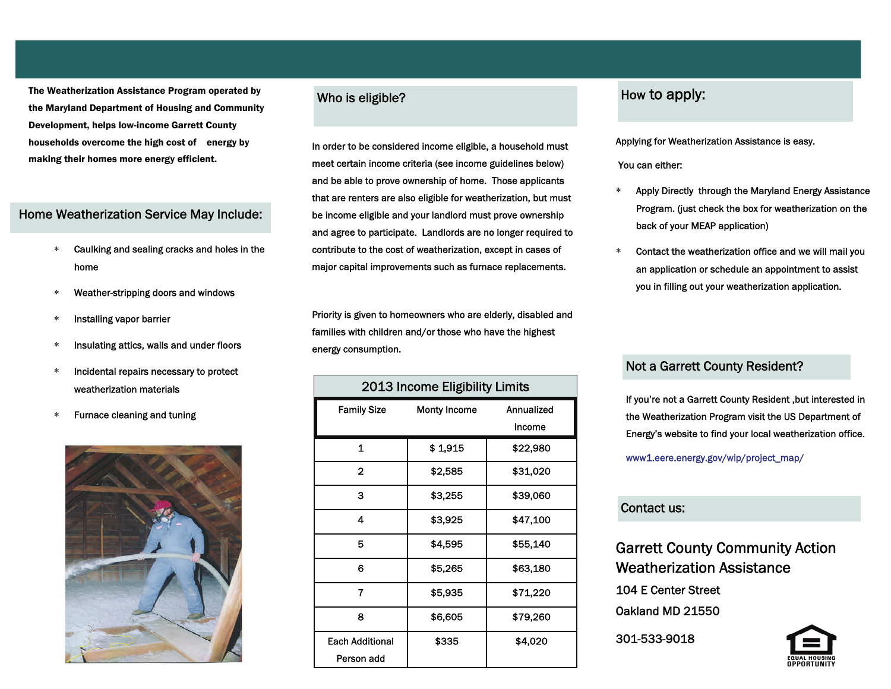The Weatherization Assistance Program operated by the Maryland Department of Housing and Community Development, helps low-income Garrett County households overcome the high cost of energy by making their homes more energy efficient.

## Home Weatherization Service May Include:

* Caulking and sealing cracks and holes in the home
* Weather-stripping doors and windows
* Installing vapor barrier
* Insulating attics, walls and under floors
* Incidental repairs necessary to protect weatherization materials
* Furnace cleaning and tuning

## Who is eligible?

In order to be considered income eligible, a household must meet certain income criteria (see income guidelines below) and be able to prove ownership of home. Those applicants that are renters are also eligible for weatherization, but must be income eligible and your landlord must prove ownership and agree to participate. Landlords are no longer required to contribute to the cost of weatherization, except in cases of major capital improvements such as furnace replacements.

Priority is given to homeowners who are elderly, disabled and families with children and/or those who have the highest energy consumption.

**2013 Income Eligibility Limits**

| Family Size | Monty Income | Annualized Income |
|---|---|---|
| 1 | $ 1,915 | $22,980 |
| 2 | $2,585 | $31,020 |
| 3 | $3,255 | $39,060 |
| 4 | $3,925 | $47,100 |
| 5 | $4,595 | $55,140 |
| 6 | $5,265 | $63,180 |
| 7 | $5,935 | $71,220 |
| 8 | $6,605 | $79,260 |
| Each Additional Person add | $335 | $4,020 |

## How to apply:

Applying for Weatherization Assistance is easy.

You can either:

* Apply Directly through the Maryland Energy Assistance Program. (just check the box for weatherization on the back of your MEAP application)
* Contact the weatherization office and we will mail you an application or schedule an appointment to assist you in filling out your weatherization application.

## Not a Garrett County Resident?

If you're not a Garrett County Resident ,but interested in the Weatherization Program visit the US Department of Energy's website to find your local weatherization office.

www1.eere.energy.gov/wip/project_map/

## Contact us:

Garrett County Community Action
Weatherization Assistance

104 E Center Street

Oakland MD 21550

301-533-9018

EQUAL HOUSING OPPORTUNITY